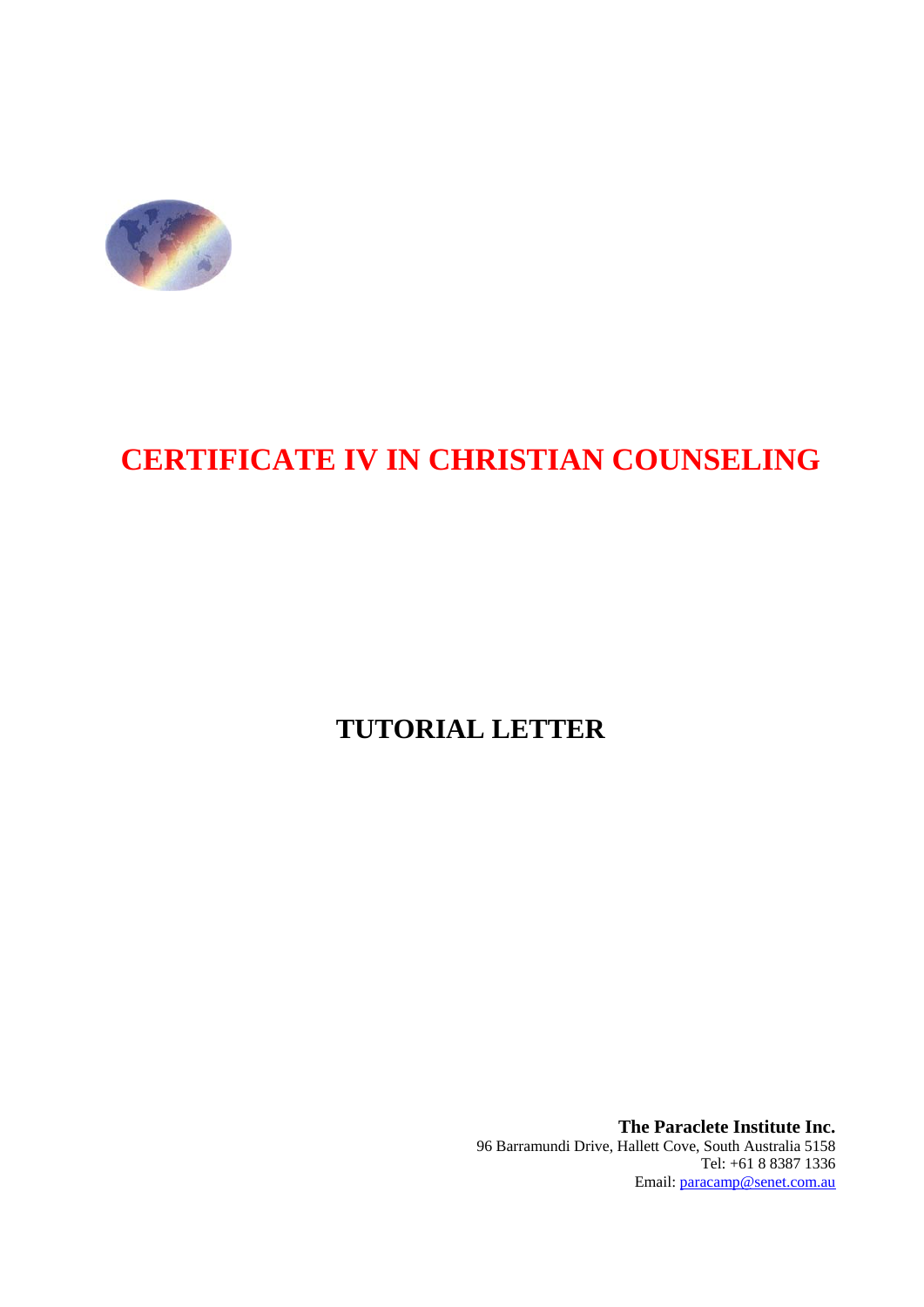# CERTIFICATE IV IN CHRISTIAN COUNSELING

## TUTORIAL LETTER

**The Paraclete Institute Inc.**
96 Barramundi Drive, Hallett Cove, South Australia 5158
Tel: +61 8 8387 1336
Email: paracamp@senet.com.au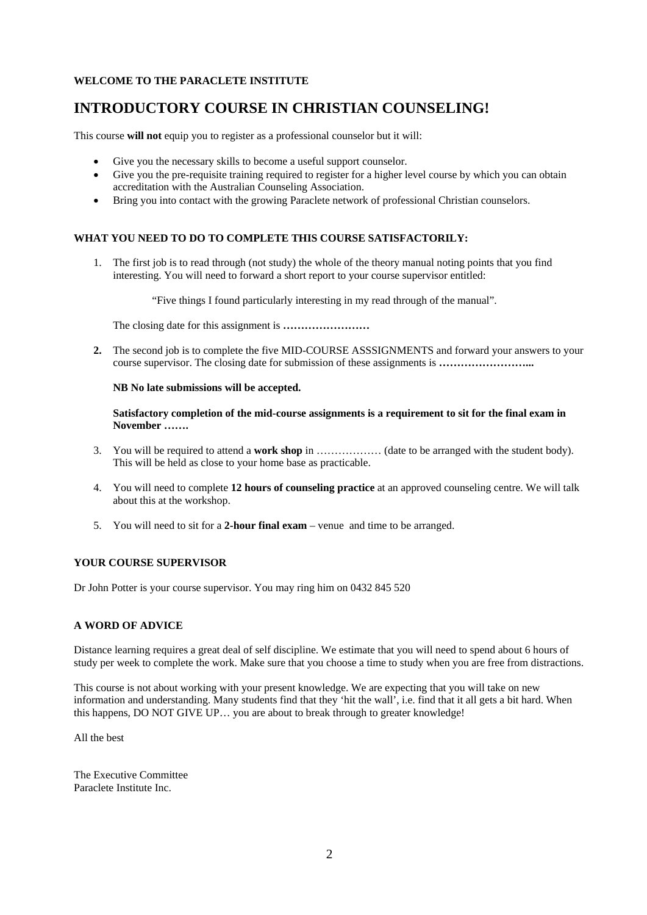**WELCOME TO THE PARACLETE INSTITUTE**

# INTRODUCTORY COURSE IN CHRISTIAN COUNSELING!

This course **will not** equip you to register as a professional counselor but it will:

- Give you the necessary skills to become a useful support counselor.
- Give you the pre-requisite training required to register for a higher level course by which you can obtain accreditation with the Australian Counseling Association.
- Bring you into contact with the growing Paraclete network of professional Christian counselors.

**WHAT YOU NEED TO DO TO COMPLETE THIS COURSE SATISFACTORILY:**

1. The first job is to read through (not study) the whole of the theory manual noting points that you find interesting. You will need to forward a short report to your course supervisor entitled:

   "Five things I found particularly interesting in my read through of the manual".

   The closing date for this assignment is **……………………**

2. The second job is to complete the five MID-COURSE ASSSIGNMENTS and forward your answers to your course supervisor. The closing date for submission of these assignments is **……………………...**

   **NB No late submissions will be accepted.**

   **Satisfactory completion of the mid-course assignments is a requirement to sit for the final exam in November …….**

3. You will be required to attend a **work shop** in ……………… (date to be arranged with the student body). This will be held as close to your home base as practicable.

4. You will need to complete **12 hours of counseling practice** at an approved counseling centre. We will talk about this at the workshop.

5. You will need to sit for a **2-hour final exam** – venue and time to be arranged.

**YOUR COURSE SUPERVISOR**

Dr John Potter is your course supervisor. You may ring him on 0432 845 520

**A WORD OF ADVICE**

Distance learning requires a great deal of self discipline. We estimate that you will need to spend about 6 hours of study per week to complete the work. Make sure that you choose a time to study when you are free from distractions.

This course is not about working with your present knowledge. We are expecting that you will take on new information and understanding. Many students find that they 'hit the wall', i.e. find that it all gets a bit hard. When this happens, DO NOT GIVE UP… you are about to break through to greater knowledge!

All the best

The Executive Committee
Paraclete Institute Inc.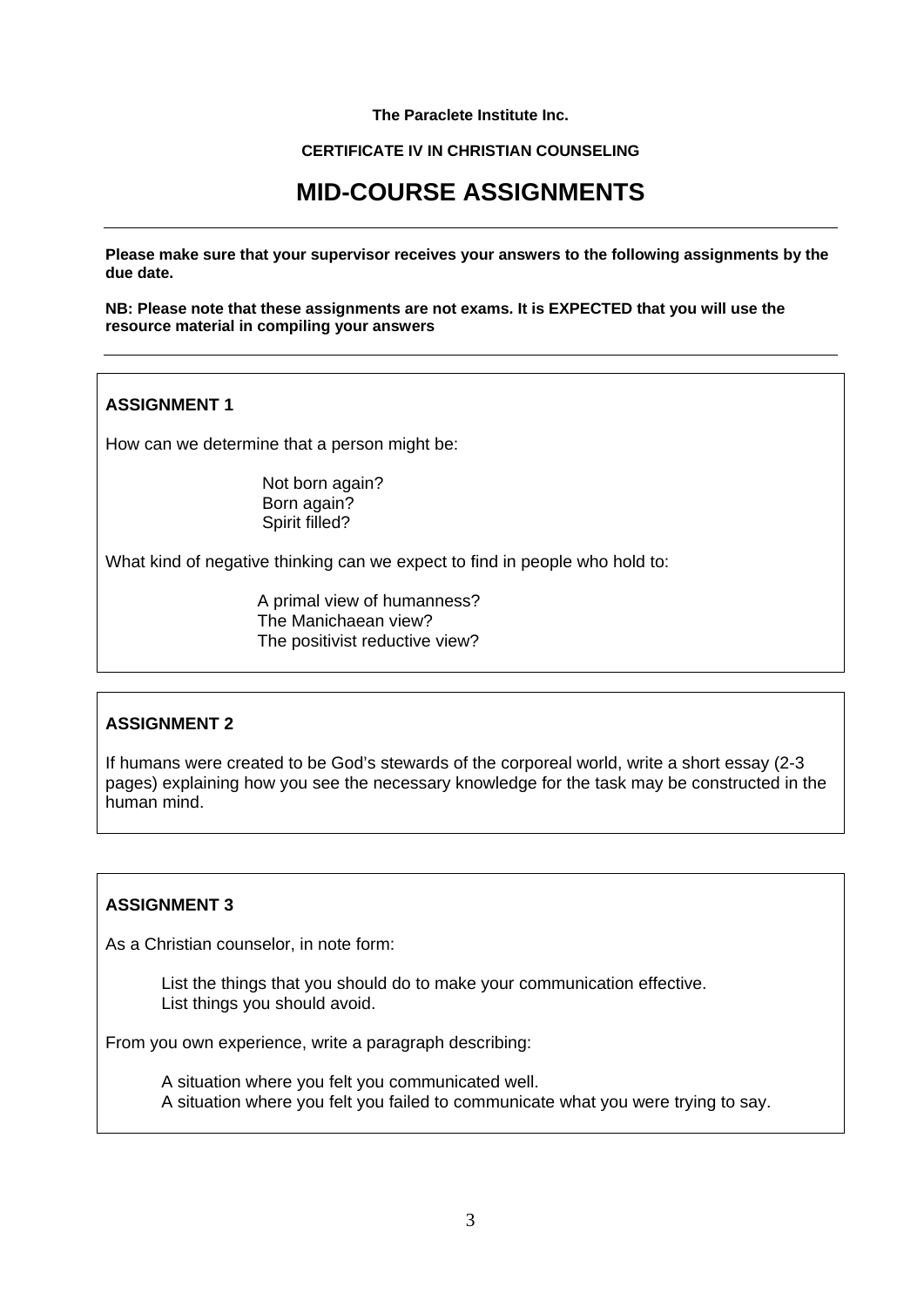**The Paraclete Institute Inc.**

**CERTIFICATE IV IN CHRISTIAN COUNSELING**

# MID-COURSE ASSIGNMENTS

---

**Please make sure that your supervisor receives your answers to the following assignments by the due date.**

**NB: Please note that these assignments are not exams. It is EXPECTED that you will use the resource material in compiling your answers**

---

**ASSIGNMENT 1**

How can we determine that a person might be:

- Not born again?
- Born again?
- Spirit filled?

What kind of negative thinking can we expect to find in people who hold to:

- A primal view of humanness?
- The Manichaean view?
- The positivist reductive view?

**ASSIGNMENT 2**

If humans were created to be God's stewards of the corporeal world, write a short essay (2-3 pages) explaining how you see the necessary knowledge for the task may be constructed in the human mind.

**ASSIGNMENT 3**

As a Christian counselor, in note form:

- List the things that you should do to make your communication effective.
- List things you should avoid.

From you own experience, write a paragraph describing:

- A situation where you felt you communicated well.
- A situation where you felt you failed to communicate what you were trying to say.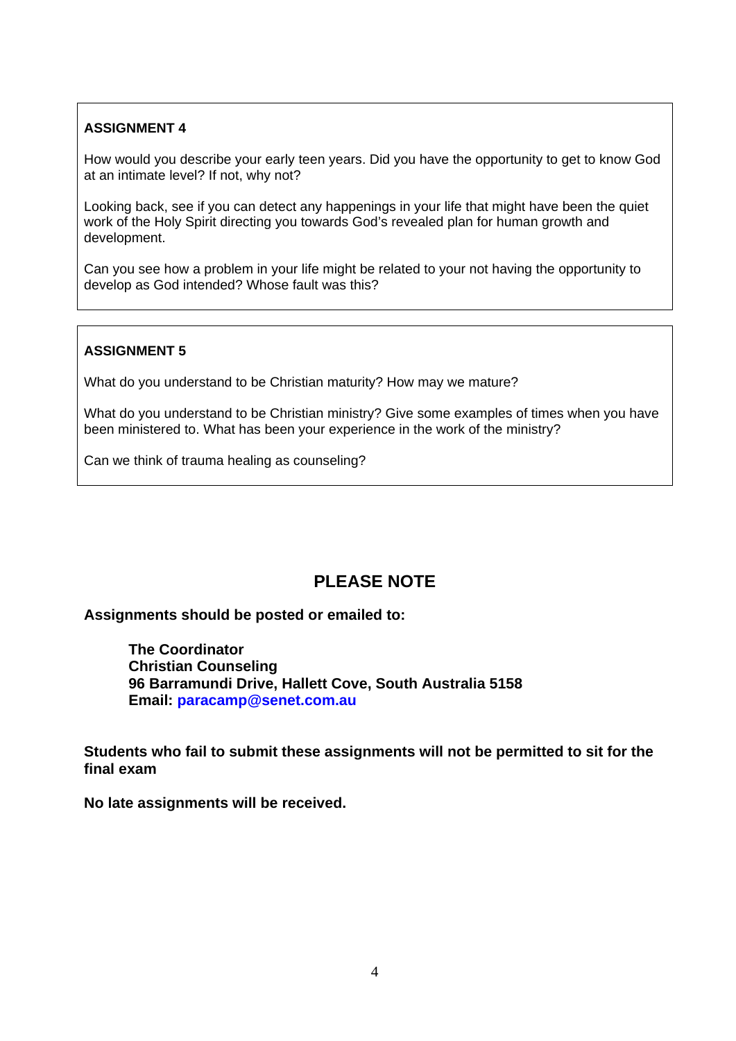**ASSIGNMENT 4**

How would you describe your early teen years. Did you have the opportunity to get to know God at an intimate level? If not, why not?

Looking back, see if you can detect any happenings in your life that might have been the quiet work of the Holy Spirit directing you towards God's revealed plan for human growth and development.

Can you see how a problem in your life might be related to your not having the opportunity to develop as God intended? Whose fault was this?

**ASSIGNMENT 5**

What do you understand to be Christian maturity? How may we mature?

What do you understand to be Christian ministry? Give some examples of times when you have been ministered to. What has been your experience in the work of the ministry?

Can we think of trauma healing as counseling?

## PLEASE NOTE

**Assignments should be posted or emailed to:**

> **The Coordinator**
> **Christian Counseling**
> **96 Barramundi Drive, Hallett Cove, South Australia 5158**
> **Email: paracamp@senet.com.au**

**Students who fail to submit these assignments will not be permitted to sit for the final exam**

**No late assignments will be received.**